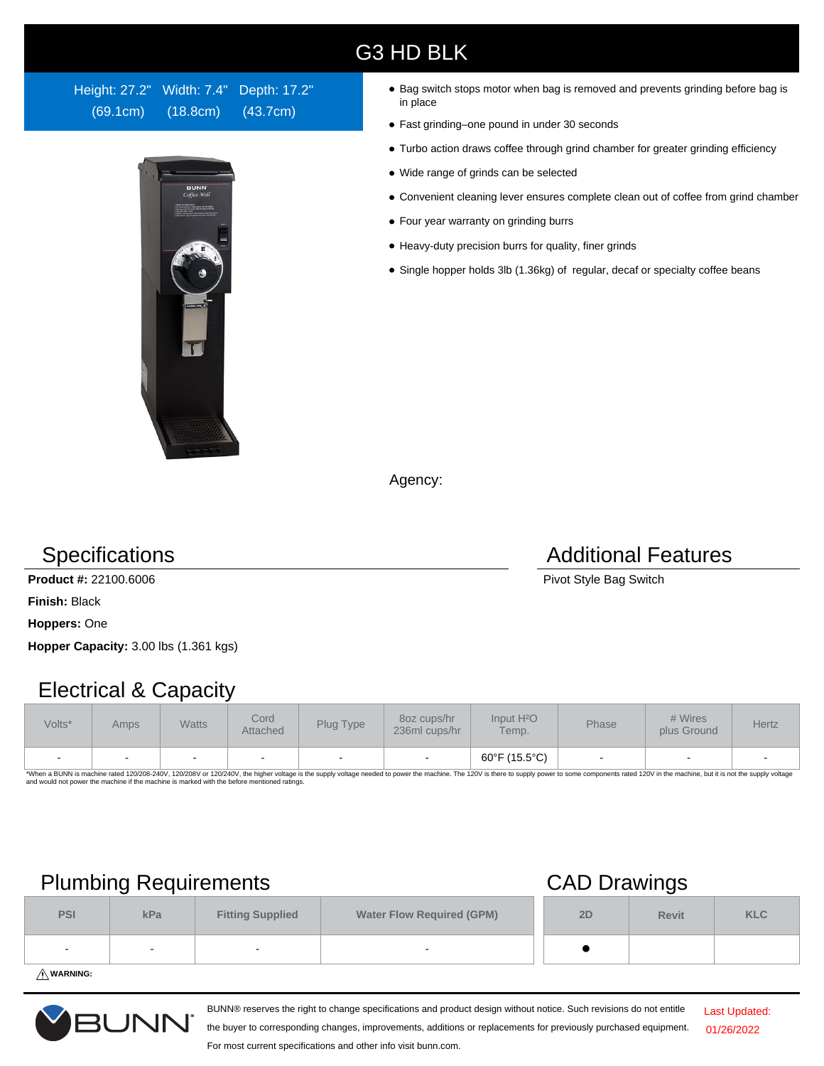# G3 HD BLK

Height: 27.2" (69.1cm) Width: 7.4" (18.8cm) Depth: 17.2" (43.7cm)

- Bag switch stops motor when bag is removed and prevents grinding before bag is in place
- Fast grinding–one pound in under 30 seconds
- Turbo action draws coffee through grind chamber for greater grinding efficiency
- Wide range of grinds can be selected
- Convenient cleaning lever ensures complete clean out of coffee from grind chamber
- Four year warranty on grinding burrs
- Heavy-duty precision burrs for quality, finer grinds
- Single hopper holds 3lb (1.36kg) of regular, decaf or specialty coffee beans

Agency:

## Specifications

**Product #:** 22100.6006

**Finish:** Black

**Hoppers:** One

**Hopper Capacity:** 3.00 lbs (1.361 kgs)

## Additional Features

Pivot Style Bag Switch

## Electrical & Capacity

| Volts* | Amps | Watts | Cord Attached | Plug Type | 8oz cups/hr 236ml cups/hr | Input $H_2O$ Temp. | Phase | # Wires plus Ground | Hertz |
|---|---|---|---|---|---|---|---|---|---|
| - | - | - | - | - | - | 60°F (15.5°C) | - | - | - |

*When a BUNN is machine rated 120/208-240V, 120/208V or 120/240V, the higher voltage is the supply voltage needed to power the machine. The 120V is there to supply power to some components rated 120V in the machine, but it is not the supply voltage and would not power the machine if the machine is marked with the before mentioned ratings.

## Plumbing Requirements

| PSI | kPa | Fitting Supplied | Water Flow Required (GPM) |
|---|---|---|---|
| - | - | - | - |

⚠ WARNING:

## CAD Drawings

| 2D | Revit | KLC |
|---|---|---|
| ● | | |

BUNN® reserves the right to change specifications and product design without notice. Such revisions do not entitle the buyer to corresponding changes, improvements, additions or replacements for previously purchased equipment. For most current specifications and other info visit bunn.com.

Last Updated: 01/26/2022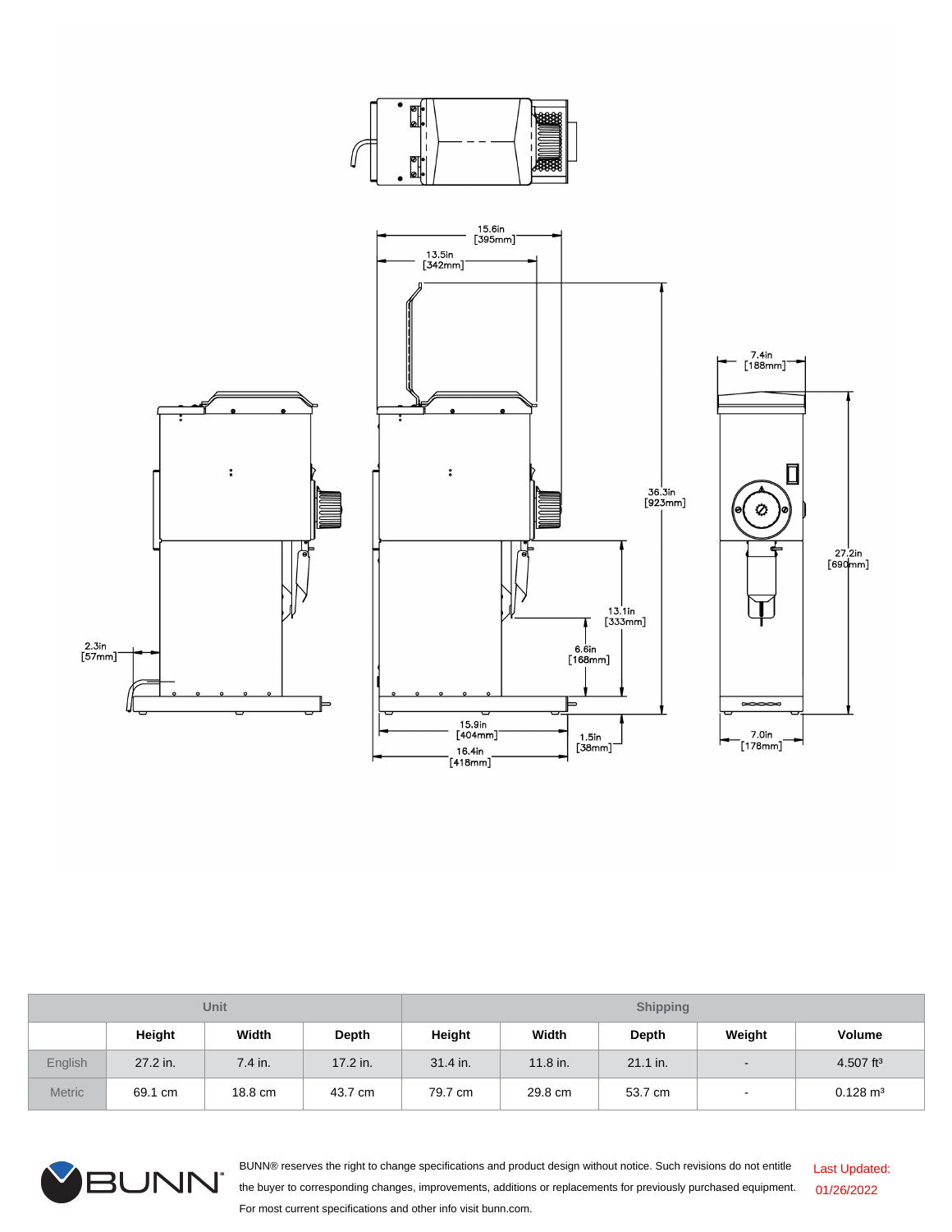| | Unit | | | Shipping | | | | |
|---|---|---|---|---|---|---|---|---|
| | Height | Width | Depth | Height | Width | Depth | Weight | Volume |
| English | 27.2 in. | 7.4 in. | 17.2 in. | 31.4 in. | 11.8 in. | 21.1 in. | - | 4.507 ft³ |
| Metric | 69.1 cm | 18.8 cm | 43.7 cm | 79.7 cm | 29.8 cm | 53.7 cm | - | 0.128 m³ |

BUNN® reserves the right to change specifications and product design without notice. Such revisions do not entitle the buyer to corresponding changes, improvements, additions or replacements for previously purchased equipment. For most current specifications and other info visit bunn.com.

Last Updated: 01/26/2022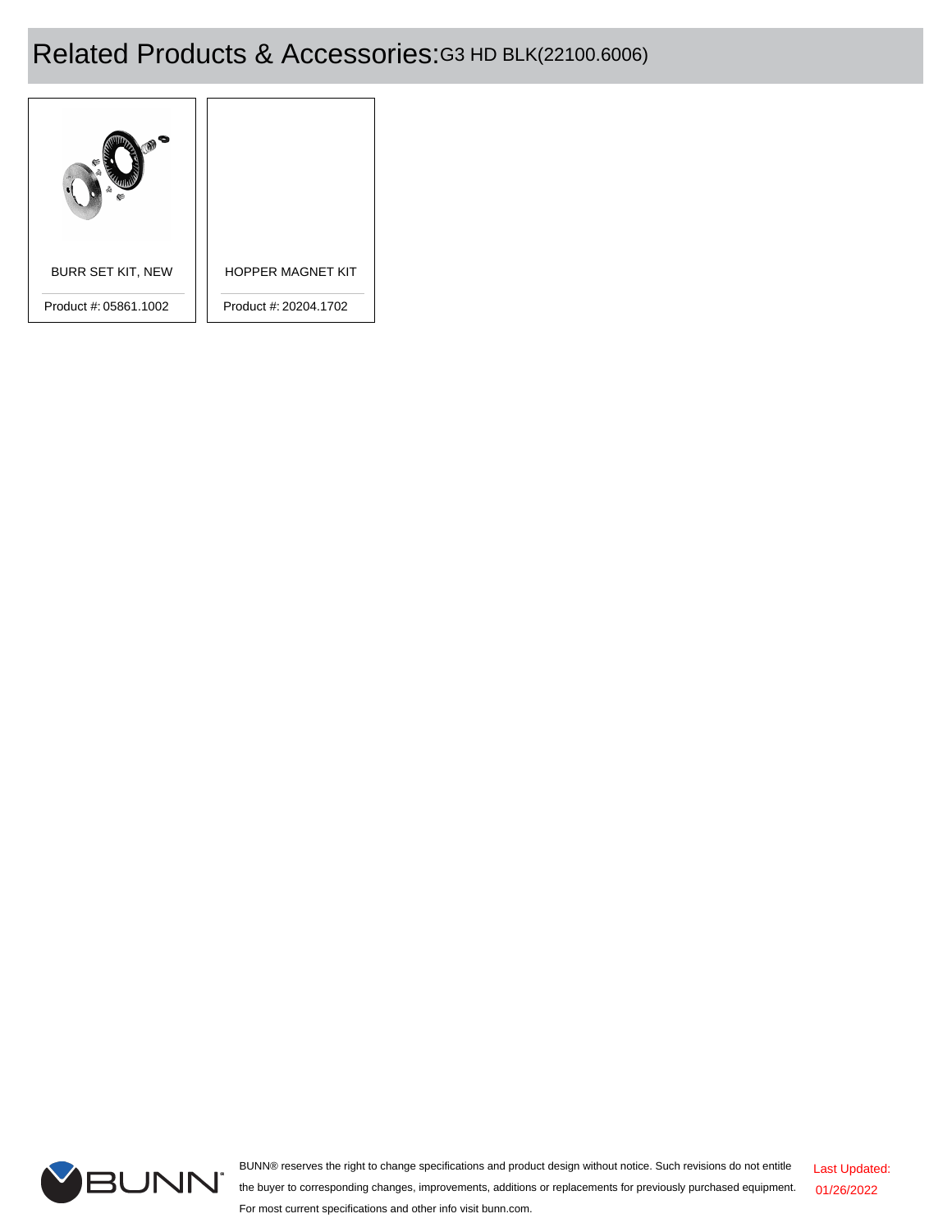# Related Products & Accessories: G3 HD BLK(22100.6006)

| BURR SET KIT, NEW | HOPPER MAGNET KIT |
| --- | --- |
| Product #: 05861.1002 | Product #: 20204.1702 |

BUNN® reserves the right to change specifications and product design without notice. Such revisions do not entitle the buyer to corresponding changes, improvements, additions or replacements for previously purchased equipment. For most current specifications and other info visit bunn.com.

Last Updated: 01/26/2022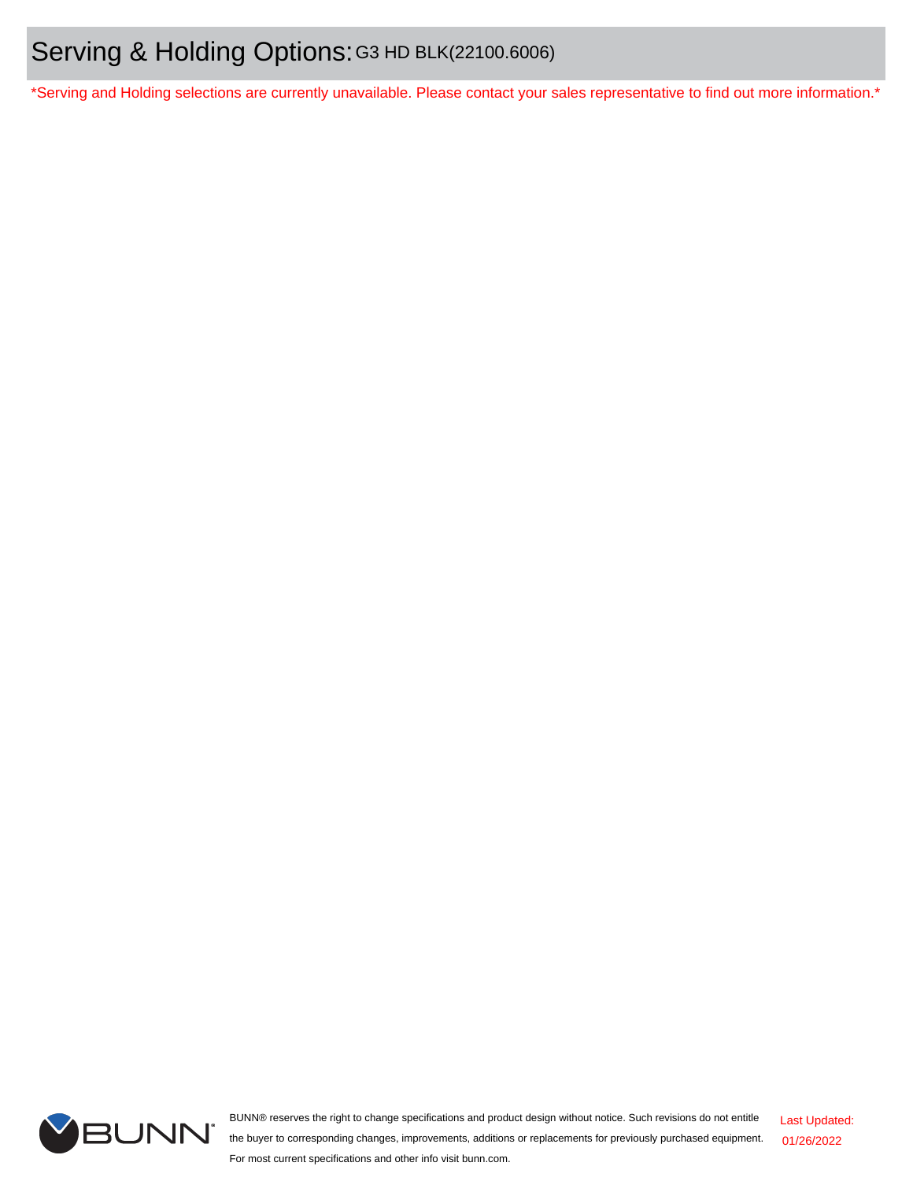# Serving & Holding Options: G3 HD BLK(22100.6006)

*Serving and Holding selections are currently unavailable. Please contact your sales representative to find out more information.*

BUNN® reserves the right to change specifications and product design without notice. Such revisions do not entitle the buyer to corresponding changes, improvements, additions or replacements for previously purchased equipment. For most current specifications and other info visit bunn.com.

Last Updated: 01/26/2022